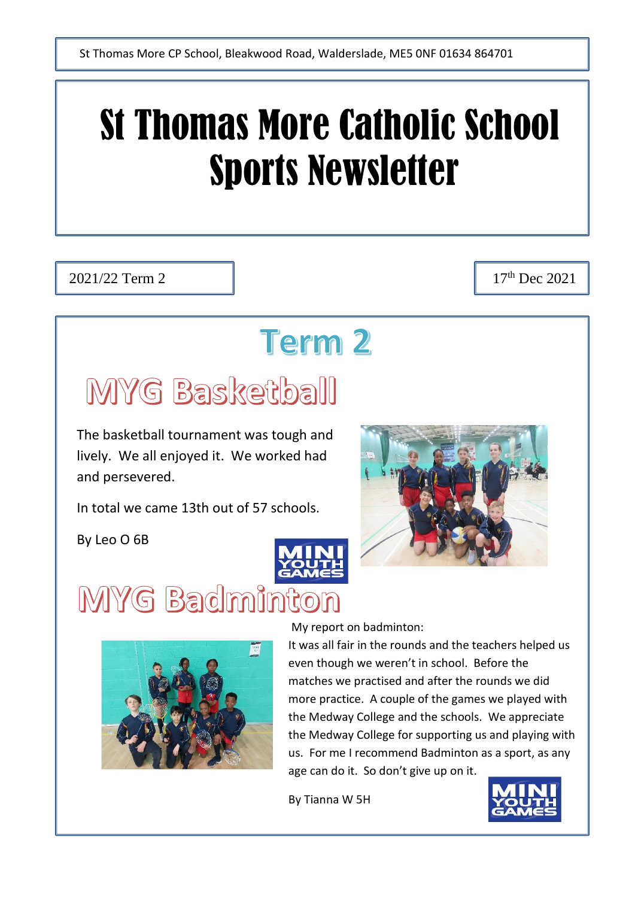St Thomas More CP School, Bleakwood Road, Walderslade, ME5 0NF 01634 864701

# St Thomas More Catholic School Sports Newsletter

2021/22 Term 2

17th Dec 2021

## Term 2

### MYG Basketball

The basketball tournament was tough and lively. We all enjoyed it. We worked had and persevered.

In total we came 13th out of 57 schools.

By Leo O 6B

MINI YOUTH GAMES

### MYG Badminton

My report on badminton:

It was all fair in the rounds and the teachers helped us even though we weren't in school. Before the matches we practised and after the rounds we did more practice. A couple of the games we played with the Medway College and the schools. We appreciate the Medway College for supporting us and playing with us. For me I recommend Badminton as a sport, as any age can do it. So don't give up on it.

By Tianna W 5H

MINI YOUTH GAMES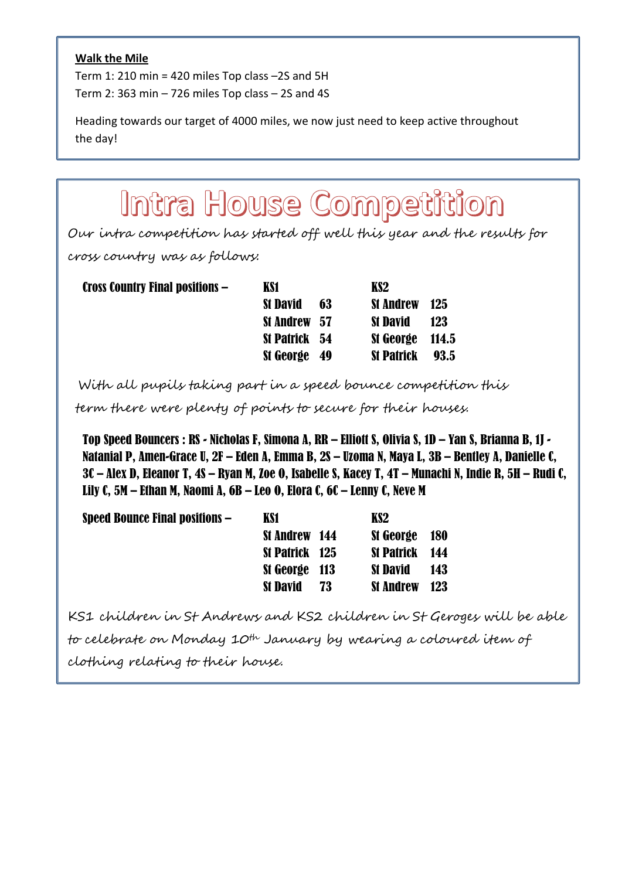**Walk the Mile**

Term 1: 210 min = 420 miles Top class –2S and 5H

Term 2: 363 min – 726 miles Top class – 2S and 4S

Heading towards our target of 4000 miles, we now just need to keep active throughout the day!

# Intra House Competition

Our intra competition has started off well this year and the results for cross country was as follows:

**Cross Country Final positions –**

| | KS1 | | KS2 | |
|---|---|---|---|---|
| | St David | 63 | St Andrew | 125 |
| | St Andrew | 57 | St David | 123 |
| | St Patrick | 54 | St George | 114.5 |
| | St George | 49 | St Patrick | 93.5 |

With all pupils taking part in a speed bounce competition this term there were plenty of points to secure for their houses.

**Top Speed Bouncers : RS - Nicholas F, Simona A, RR – Elliott S, Olivia S, 1D – Yan S, Brianna B, 1J - Natanial P, Amen-Grace U, 2F – Eden A, Emma B, 2S – Uzoma N, Maya L, 3B – Bentley A, Danielle C, 3C – Alex D, Eleanor T, 4S – Ryan M, Zoe O, Isabelle S, Kacey T, 4T – Munachi N, Indie R, 5H – Rudi C, Lily C, 5M – Ethan M, Naomi A, 6B – Leo O, Elora C, 6C – Lenny C, Neve M**

**Speed Bounce Final positions –**

| | KS1 | | KS2 | |
|---|---|---|---|---|
| | St Andrew | 144 | St George | 180 |
| | St Patrick | 125 | St Patrick | 144 |
| | St George | 113 | St David | 143 |
| | St David | 73 | St Andrew | 123 |

KS1 children in St Andrews and KS2 children in St Geroges will be able to celebrate on Monday 10th January by wearing a coloured item of clothing relating to their house.